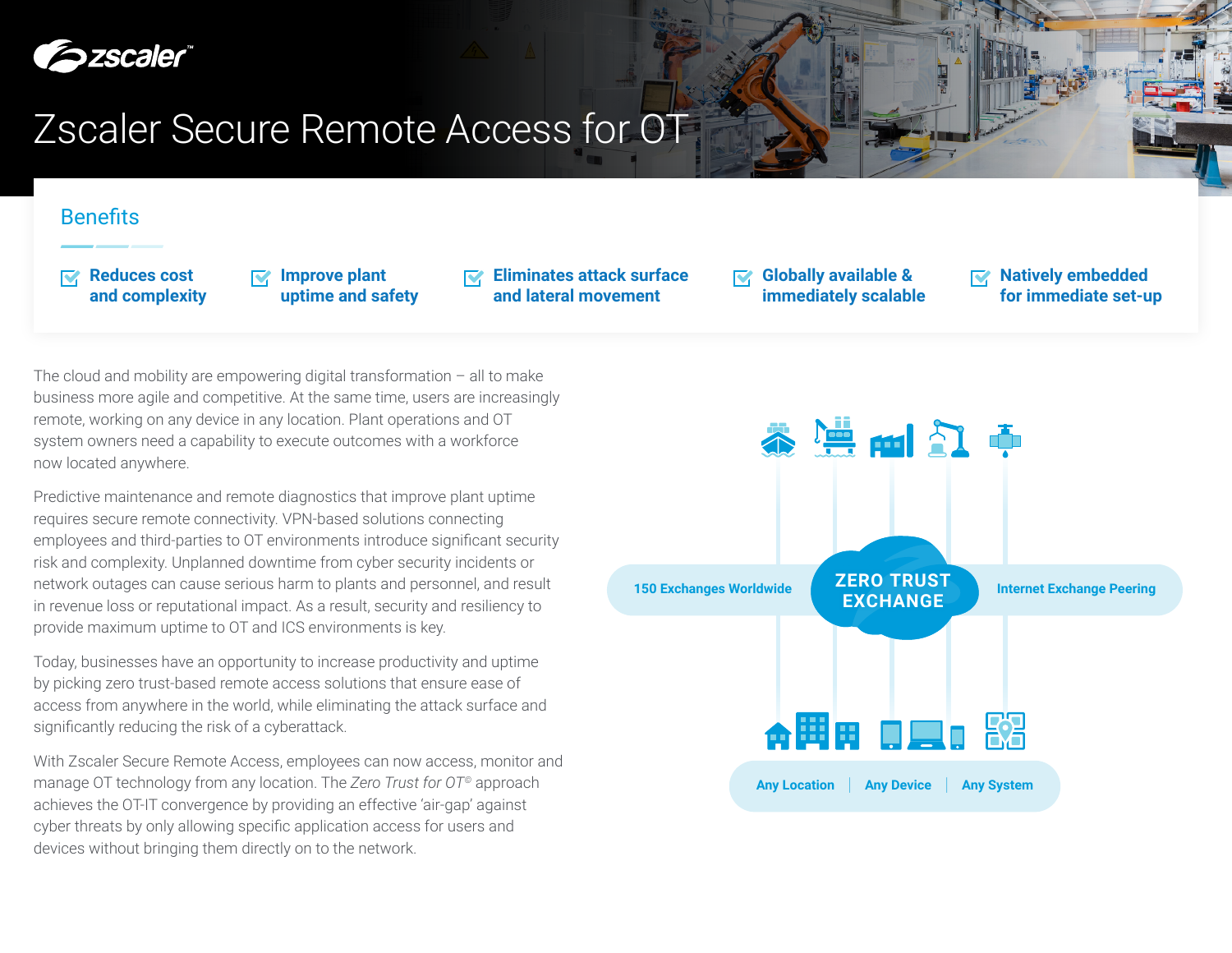# Zscaler Secure Remote Access for OT

## Benefits

- **Reduces cost and complexity**
- **Improve plant uptime and safety**
- **Eliminates attack surface and lateral movement**
- **Globally available & immediately scalable**
- **Natively embedded for immediate set-up**

The cloud and mobility are empowering digital transformation – all to make business more agile and competitive. At the same time, users are increasingly remote, working on any device in any location. Plant operations and OT system owners need a capability to execute outcomes with a workforce now located anywhere.

Predictive maintenance and remote diagnostics that improve plant uptime requires secure remote connectivity. VPN-based solutions connecting employees and third-parties to OT environments introduce significant security risk and complexity. Unplanned downtime from cyber security incidents or network outages can cause serious harm to plants and personnel, and result in revenue loss or reputational impact. As a result, security and resiliency to provide maximum uptime to OT and ICS environments is key.

Today, businesses have an opportunity to increase productivity and uptime by picking zero trust-based remote access solutions that ensure ease of access from anywhere in the world, while eliminating the attack surface and significantly reducing the risk of a cyberattack.

With Zscaler Secure Remote Access, employees can now access, monitor and manage OT technology from any location. The *Zero Trust for OT©* approach achieves the OT-IT convergence by providing an effective 'air-gap' against cyber threats by only allowing specific application access for users and devices without bringing them directly on to the network.

150 Exchanges Worldwide | ZERO TRUST EXCHANGE | Internet Exchange Peering

Any Location | Any Device | Any System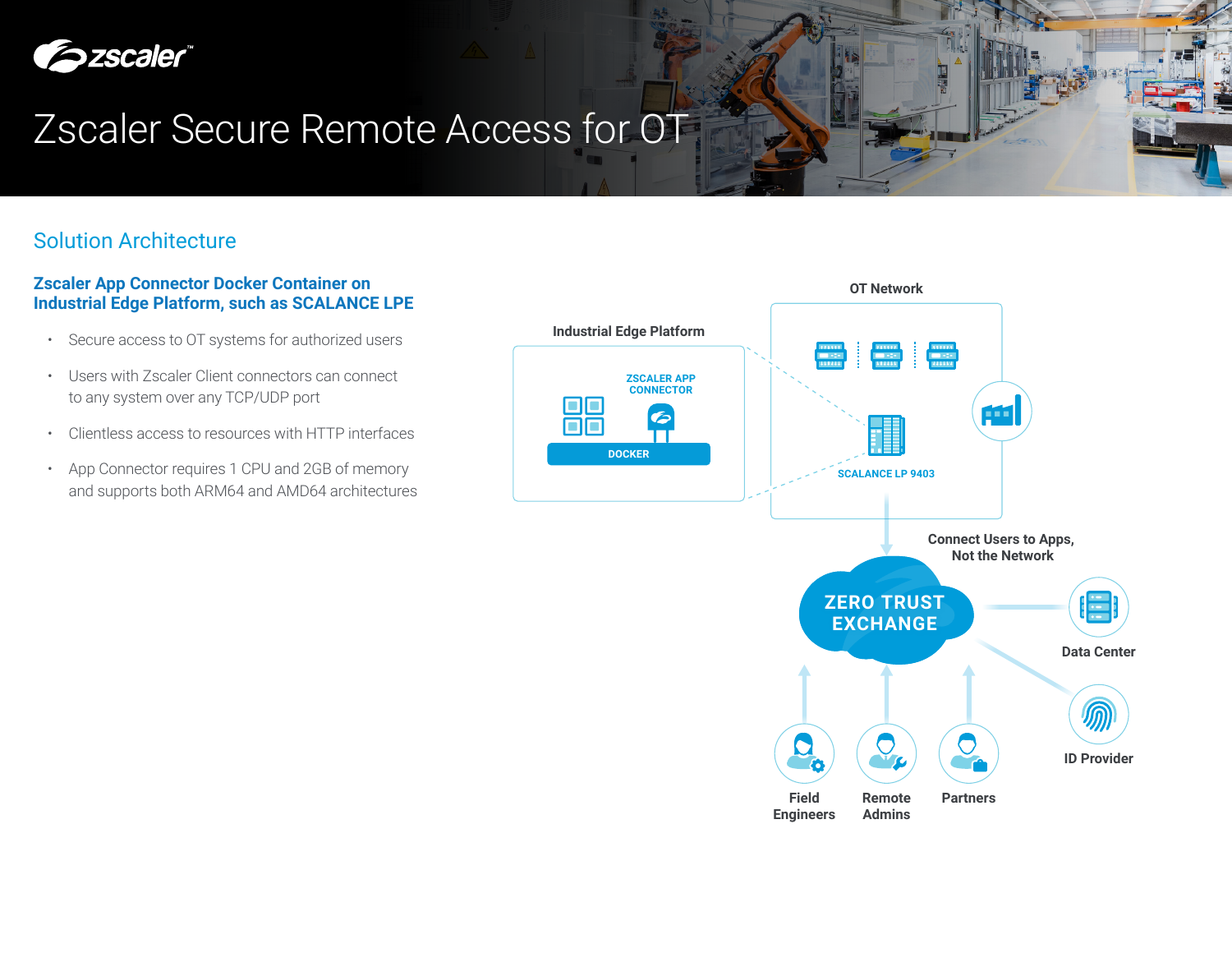# Zscaler Secure Remote Access for OT

## Solution Architecture

### Zscaler App Connector Docker Container on Industrial Edge Platform, such as SCALANCE LPE

- Secure access to OT systems for authorized users
- Users with Zscaler Client connectors can connect to any system over any TCP/UDP port
- Clientless access to resources with HTTP interfaces
- App Connector requires 1 CPU and 2GB of memory and supports both ARM64 and AMD64 architectures

Industrial Edge Platform

ZSCALER APP CONNECTOR

DOCKER

OT Network

SCALANCE LP 9403

Connect Users to Apps, Not the Network

ZERO TRUST EXCHANGE

Data Center

ID Provider

Field Engineers

Remote Admins

Partners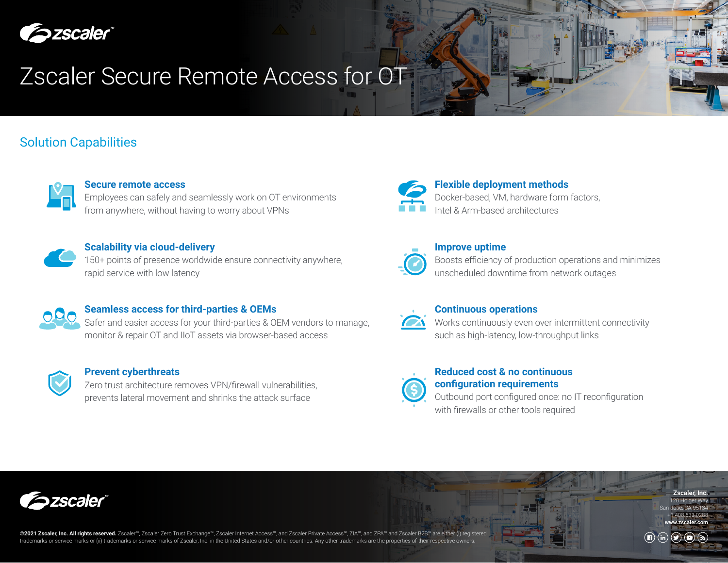# Zscaler Secure Remote Access for OT

## Solution Capabilities

### Secure remote access

Employees can safely and seamlessly work on OT environments from anywhere, without having to worry about VPNs

### Scalability via cloud-delivery

150+ points of presence worldwide ensure connectivity anywhere, rapid service with low latency

### Seamless access for third-parties & OEMs

Safer and easier access for your third-parties & OEM vendors to manage, monitor & repair OT and IIoT assets via browser-based access

### Prevent cyberthreats

Zero trust architecture removes VPN/firewall vulnerabilities, prevents lateral movement and shrinks the attack surface

### Flexible deployment methods

Docker-based, VM, hardware form factors, Intel & Arm-based architectures

### Improve uptime

Boosts efficiency of production operations and minimizes unscheduled downtime from network outages

### Continuous operations

Works continuously even over intermittent connectivity such as high-latency, low-throughput links

### Reduced cost & no continuous configuration requirements

Outbound port configured once: no IT reconfiguration with firewalls or other tools required

**©2021 Zscaler, Inc. All rights reserved.** Zscaler™, Zscaler Zero Trust Exchange™, Zscaler Internet Access™, and Zscaler Private Access™, ZIA™, and ZPA™ and Zscaler B2B™ are either (i) registered trademarks or service marks or (ii) trademarks or service marks of Zscaler, Inc. in the United States and/or other countries. Any other trademarks are the properties of their respective owners.

**Zscaler, Inc.**
120 Holger Way
San Jose, CA 95134
+1 408.533.0288
**www.zscaler.com**